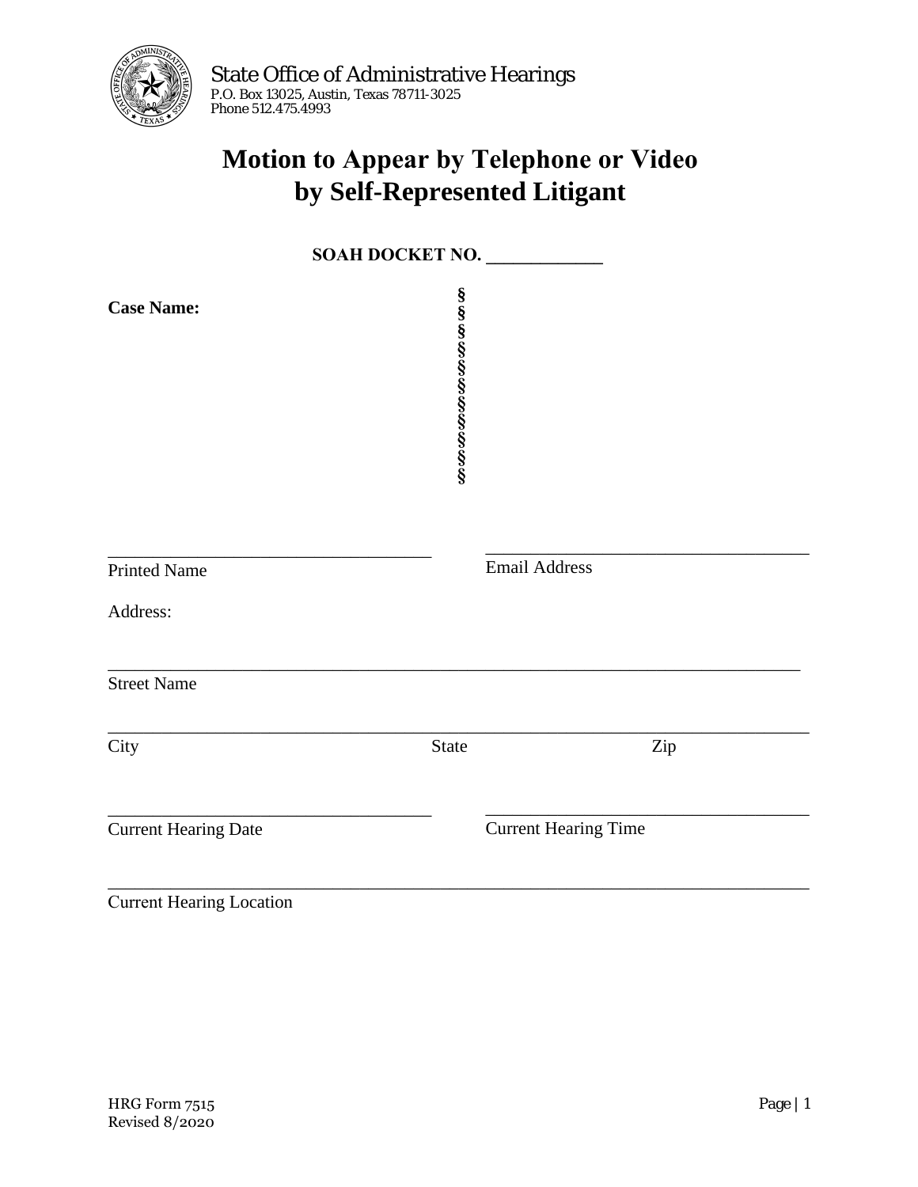State Office of Administrative Hearings
P.O. Box 13025, Austin, Texas 78711-3025
Phone 512.475.4993

# Motion to Appear by Telephone or Video by Self-Represented Litigant

**SOAH DOCKET NO. _____________**

**Case Name:** §
§
§
§
§
§
§
§
§
§
§
§

____________________________________ Printed Name

____________________________________ Email Address

Address:

__________________________________________________________________________ Street Name

__________________________________________________________________________ City State Zip

____________________________________ Current Hearing Date

____________________________________ Current Hearing Time

__________________________________________________________________________ Current Hearing Location

HRG Form 7515
Revised 8/2020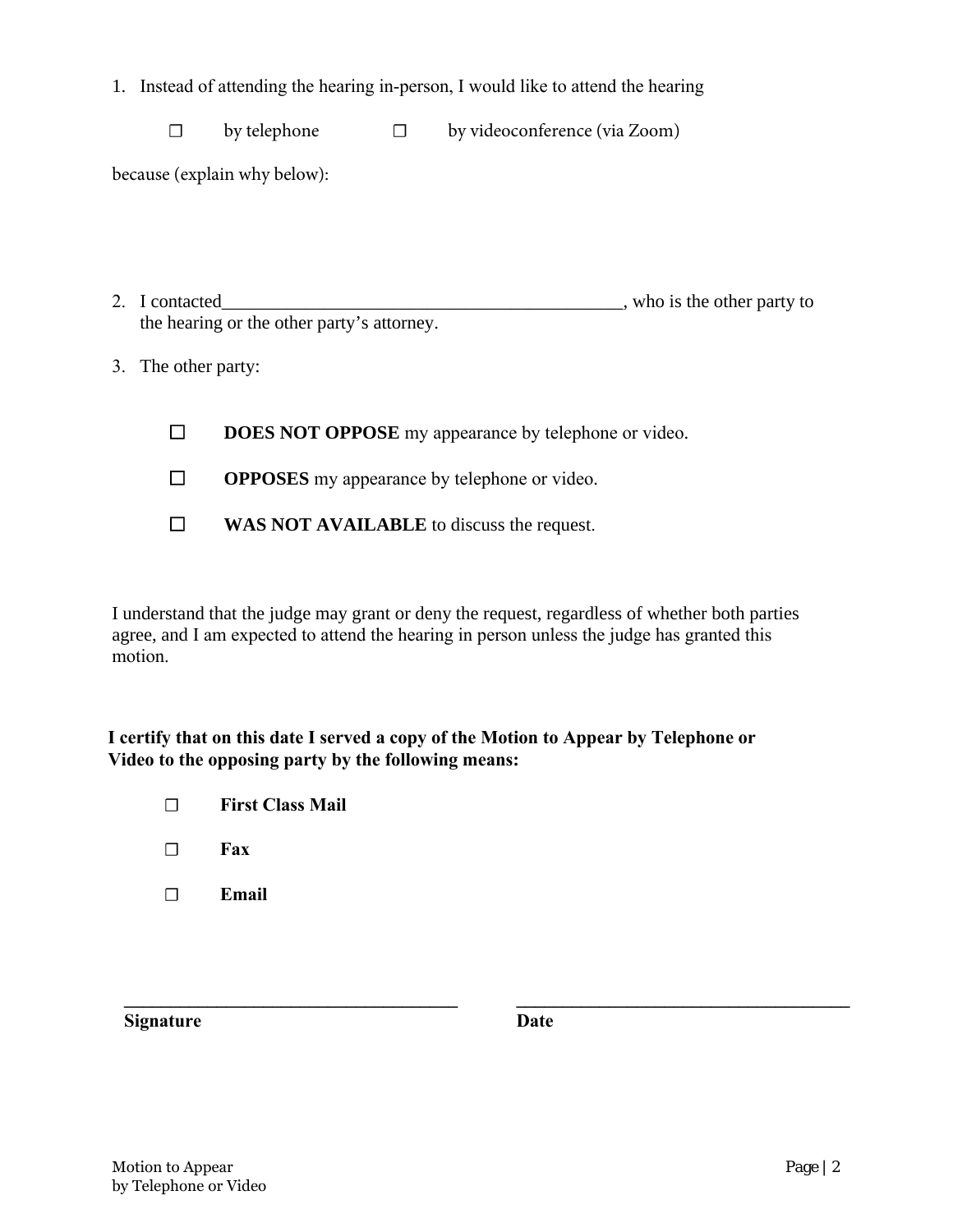1. Instead of attending the hearing in-person, I would like to attend the hearing

   ☐ by telephone ☐ by videoconference (via Zoom)

because (explain why below):

2. I contacted\_\_\_\_\_\_\_\_\_\_\_\_\_\_\_\_\_\_\_\_\_\_\_\_\_\_\_\_\_\_\_\_\_\_\_\_\_\_\_\_\_\_\_\_, who is the other party to the hearing or the other party's attorney.

3. The other party:

   ☐ **DOES NOT OPPOSE** my appearance by telephone or video.

   ☐ **OPPOSES** my appearance by telephone or video.

   ☐ **WAS NOT AVAILABLE** to discuss the request.

I understand that the judge may grant or deny the request, regardless of whether both parties agree, and I am expected to attend the hearing in person unless the judge has granted this motion.

**I certify that on this date I served a copy of the Motion to Appear by Telephone or Video to the opposing party by the following means:**

☐ **First Class Mail**

☐ **Fax**

☐ **Email**

\_\_\_\_\_\_\_\_\_\_\_\_\_\_\_\_\_\_\_\_\_\_\_\_\_\_\_\_\_\_\_\_\_\_\_\_ \_\_\_\_\_\_\_\_\_\_\_\_\_\_\_\_\_\_\_\_\_\_\_\_\_\_\_\_\_\_\_\_\_\_\_\_

**Signature** **Date**